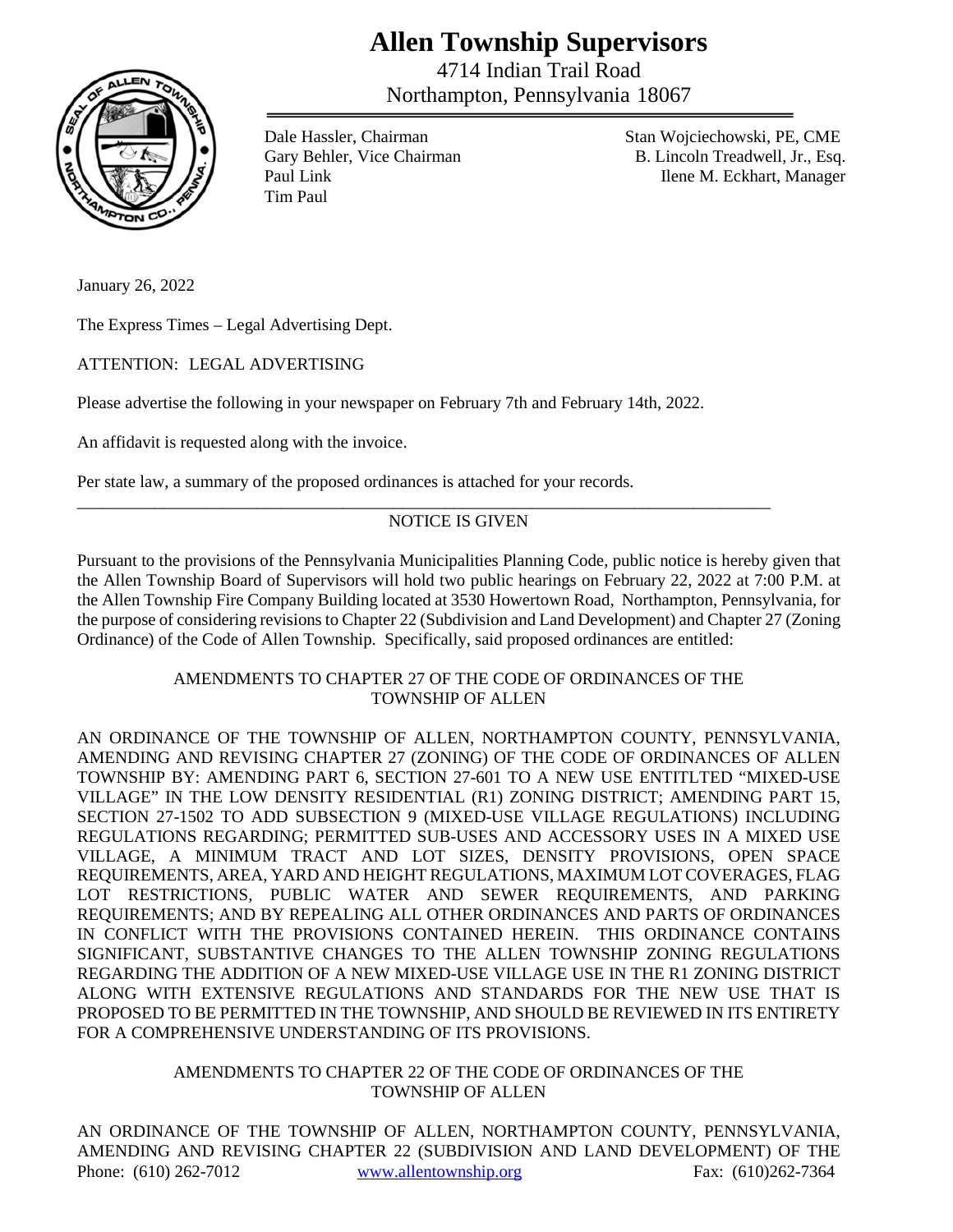# Allen Township Supervisors

4714 Indian Trail Road
Northampton, Pennsylvania 18067

Dale Hassler, Chairman
Gary Behler, Vice Chairman
Paul Link
Tim Paul

Stan Wojciechowski, PE, CME
B. Lincoln Treadwell, Jr., Esq.
Ilene M. Eckhart, Manager

January 26, 2022

The Express Times – Legal Advertising Dept.

ATTENTION: LEGAL ADVERTISING

Please advertise the following in your newspaper on February 7th and February 14th, 2022.

An affidavit is requested along with the invoice.

Per state law, a summary of the proposed ordinances is attached for your records.

---

NOTICE IS GIVEN

Pursuant to the provisions of the Pennsylvania Municipalities Planning Code, public notice is hereby given that the Allen Township Board of Supervisors will hold two public hearings on February 22, 2022 at 7:00 P.M. at the Allen Township Fire Company Building located at 3530 Howertown Road, Northampton, Pennsylvania, for the purpose of considering revisions to Chapter 22 (Subdivision and Land Development) and Chapter 27 (Zoning Ordinance) of the Code of Allen Township. Specifically, said proposed ordinances are entitled:

AMENDMENTS TO CHAPTER 27 OF THE CODE OF ORDINANCES OF THE TOWNSHIP OF ALLEN

AN ORDINANCE OF THE TOWNSHIP OF ALLEN, NORTHAMPTON COUNTY, PENNSYLVANIA, AMENDING AND REVISING CHAPTER 27 (ZONING) OF THE CODE OF ORDINANCES OF ALLEN TOWNSHIP BY: AMENDING PART 6, SECTION 27-601 TO A NEW USE ENTITLTED "MIXED-USE VILLAGE" IN THE LOW DENSITY RESIDENTIAL (R1) ZONING DISTRICT; AMENDING PART 15, SECTION 27-1502 TO ADD SUBSECTION 9 (MIXED-USE VILLAGE REGULATIONS) INCLUDING REGULATIONS REGARDING; PERMITTED SUB-USES AND ACCESSORY USES IN A MIXED USE VILLAGE, A MINIMUM TRACT AND LOT SIZES, DENSITY PROVISIONS, OPEN SPACE REQUIREMENTS, AREA, YARD AND HEIGHT REGULATIONS, MAXIMUM LOT COVERAGES, FLAG LOT RESTRICTIONS, PUBLIC WATER AND SEWER REQUIREMENTS, AND PARKING REQUIREMENTS; AND BY REPEALING ALL OTHER ORDINANCES AND PARTS OF ORDINANCES IN CONFLICT WITH THE PROVISIONS CONTAINED HEREIN. THIS ORDINANCE CONTAINS SIGNIFICANT, SUBSTANTIVE CHANGES TO THE ALLEN TOWNSHIP ZONING REGULATIONS REGARDING THE ADDITION OF A NEW MIXED-USE VILLAGE USE IN THE R1 ZONING DISTRICT ALONG WITH EXTENSIVE REGULATIONS AND STANDARDS FOR THE NEW USE THAT IS PROPOSED TO BE PERMITTED IN THE TOWNSHIP, AND SHOULD BE REVIEWED IN ITS ENTIRETY FOR A COMPREHENSIVE UNDERSTANDING OF ITS PROVISIONS.

AMENDMENTS TO CHAPTER 22 OF THE CODE OF ORDINANCES OF THE TOWNSHIP OF ALLEN

AN ORDINANCE OF THE TOWNSHIP OF ALLEN, NORTHAMPTON COUNTY, PENNSYLVANIA, AMENDING AND REVISING CHAPTER 22 (SUBDIVISION AND LAND DEVELOPMENT) OF THE

Phone: (610) 262-7012 www.allentownship.org Fax: (610)262-7364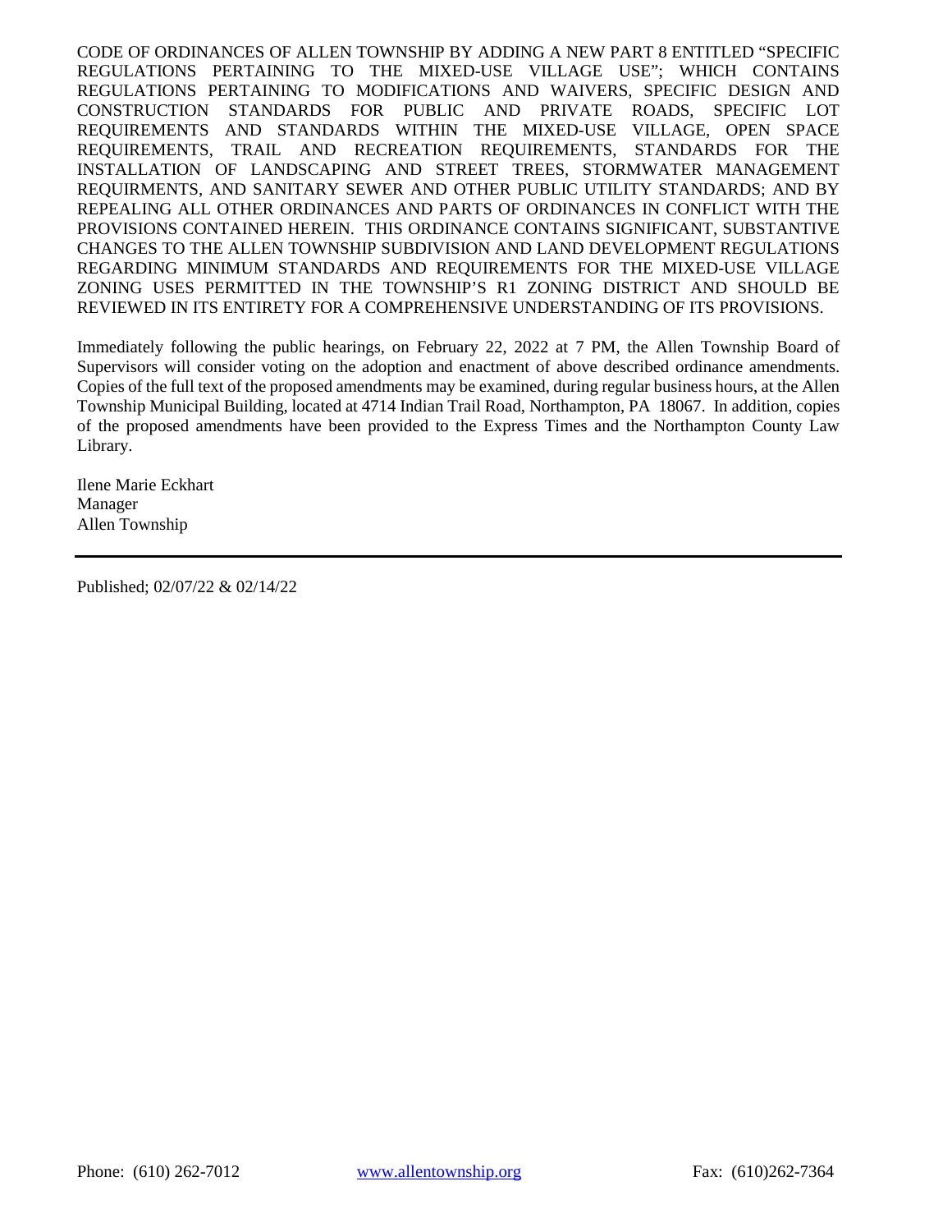CODE OF ORDINANCES OF ALLEN TOWNSHIP BY ADDING A NEW PART 8 ENTITLED "SPECIFIC REGULATIONS PERTAINING TO THE MIXED-USE VILLAGE USE"; WHICH CONTAINS REGULATIONS PERTAINING TO MODIFICATIONS AND WAIVERS, SPECIFIC DESIGN AND CONSTRUCTION STANDARDS FOR PUBLIC AND PRIVATE ROADS, SPECIFIC LOT REQUIREMENTS AND STANDARDS WITHIN THE MIXED-USE VILLAGE, OPEN SPACE REQUIREMENTS, TRAIL AND RECREATION REQUIREMENTS, STANDARDS FOR THE INSTALLATION OF LANDSCAPING AND STREET TREES, STORMWATER MANAGEMENT REQUIRMENTS, AND SANITARY SEWER AND OTHER PUBLIC UTILITY STANDARDS; AND BY REPEALING ALL OTHER ORDINANCES AND PARTS OF ORDINANCES IN CONFLICT WITH THE PROVISIONS CONTAINED HEREIN. THIS ORDINANCE CONTAINS SIGNIFICANT, SUBSTANTIVE CHANGES TO THE ALLEN TOWNSHIP SUBDIVISION AND LAND DEVELOPMENT REGULATIONS REGARDING MINIMUM STANDARDS AND REQUIREMENTS FOR THE MIXED-USE VILLAGE ZONING USES PERMITTED IN THE TOWNSHIP'S R1 ZONING DISTRICT AND SHOULD BE REVIEWED IN ITS ENTIRETY FOR A COMPREHENSIVE UNDERSTANDING OF ITS PROVISIONS.

Immediately following the public hearings, on February 22, 2022 at 7 PM, the Allen Township Board of Supervisors will consider voting on the adoption and enactment of above described ordinance amendments. Copies of the full text of the proposed amendments may be examined, during regular business hours, at the Allen Township Municipal Building, located at 4714 Indian Trail Road, Northampton, PA 18067. In addition, copies of the proposed amendments have been provided to the Express Times and the Northampton County Law Library.

Ilene Marie Eckhart
Manager
Allen Township

---

Published; 02/07/22 & 02/14/22

Phone: (610) 262-7012 www.allentownship.org Fax: (610)262-7364